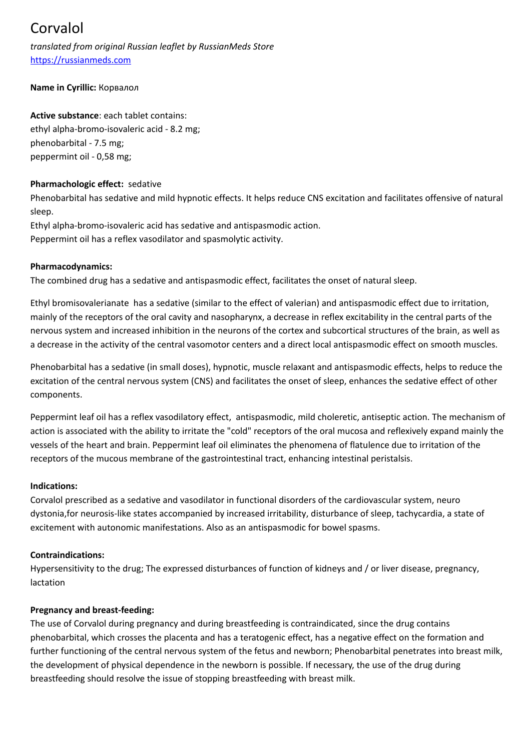# Corvalol

*translated from original Russian leaflet by RussianMeds Store*
https://russianmeds.com

**Name in Cyrillic:** Корвалол

**Active substance**: each tablet contains:
ethyl alpha-bromo-isovaleric acid - 8.2 mg;
phenobarbital - 7.5 mg;
peppermint oil - 0,58 mg;

**Pharmachologic effect:** sedative
Phenobarbital has sedative and mild hypnotic effects. It helps reduce CNS excitation and facilitates offensive of natural sleep.
Ethyl alpha-bromo-isovaleric acid has sedative and antispasmodic action.
Peppermint oil has a reflex vasodilator and spasmolytic activity.

**Pharmacodynamics:**
The combined drug has a sedative and antispasmodic effect, facilitates the onset of natural sleep.

Ethyl bromisovalerianate has a sedative (similar to the effect of valerian) and antispasmodic effect due to irritation, mainly of the receptors of the oral cavity and nasopharynx, a decrease in reflex excitability in the central parts of the nervous system and increased inhibition in the neurons of the cortex and subcortical structures of the brain, as well as a decrease in the activity of the central vasomotor centers and a direct local antispasmodic effect on smooth muscles.

Phenobarbital has a sedative (in small doses), hypnotic, muscle relaxant and antispasmodic effects, helps to reduce the excitation of the central nervous system (CNS) and facilitates the onset of sleep, enhances the sedative effect of other components.

Peppermint leaf oil has a reflex vasodilatory effect, antispasmodic, mild choleretic, antiseptic action. The mechanism of action is associated with the ability to irritate the "cold" receptors of the oral mucosa and reflexively expand mainly the vessels of the heart and brain. Peppermint leaf oil eliminates the phenomena of flatulence due to irritation of the receptors of the mucous membrane of the gastrointestinal tract, enhancing intestinal peristalsis.

**Indications:**
Corvalol prescribed as a sedative and vasodilator in functional disorders of the cardiovascular system, neuro dystonia,for neurosis-like states accompanied by increased irritability, disturbance of sleep, tachycardia, a state of excitement with autonomic manifestations. Also as an antispasmodic for bowel spasms.

**Contraindications:**
Hypersensitivity to the drug; The expressed disturbances of function of kidneys and / or liver disease, pregnancy, lactation

**Pregnancy and breast-feeding:**
The use of Corvalol during pregnancy and during breastfeeding is contraindicated, since the drug contains phenobarbital, which crosses the placenta and has a teratogenic effect, has a negative effect on the formation and further functioning of the central nervous system of the fetus and newborn; Phenobarbital penetrates into breast milk, the development of physical dependence in the newborn is possible. If necessary, the use of the drug during breastfeeding should resolve the issue of stopping breastfeeding with breast milk.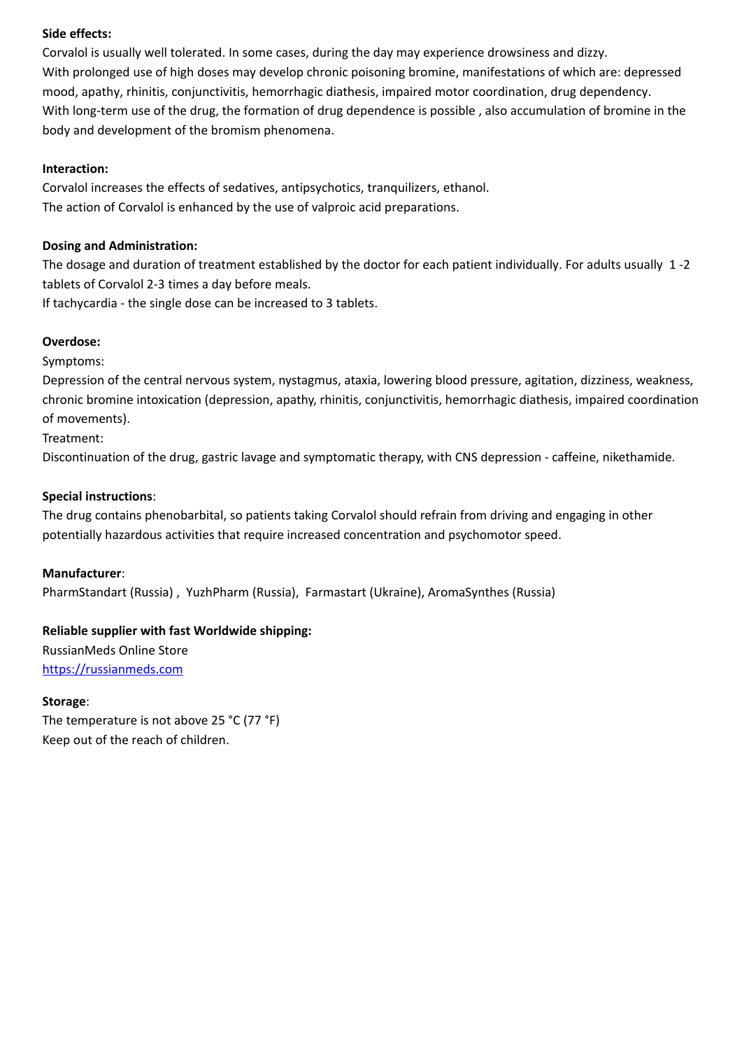**Side effects:**

Corvalol is usually well tolerated. In some cases, during the day may experience drowsiness and dizzy.
With prolonged use of high doses may develop chronic poisoning bromine, manifestations of which are: depressed mood, apathy, rhinitis, conjunctivitis, hemorrhagic diathesis, impaired motor coordination, drug dependency.
With long-term use of the drug, the formation of drug dependence is possible , also accumulation of bromine in the body and development of the bromism phenomena.

**Interaction:**

Corvalol increases the effects of sedatives, antipsychotics, tranquilizers, ethanol.
The action of Corvalol is enhanced by the use of valproic acid preparations.

**Dosing and Administration:**

The dosage and duration of treatment established by the doctor for each patient individually. For adults usually 1 -2 tablets of Corvalol 2-3 times a day before meals.
If tachycardia - the single dose can be increased to 3 tablets.

**Overdose:**

Symptoms:
Depression of the central nervous system, nystagmus, ataxia, lowering blood pressure, agitation, dizziness, weakness, chronic bromine intoxication (depression, apathy, rhinitis, conjunctivitis, hemorrhagic diathesis, impaired coordination of movements).
Treatment:
Discontinuation of the drug, gastric lavage and symptomatic therapy, with CNS depression - caffeine, nikethamide.

**Special instructions**:

The drug contains phenobarbital, so patients taking Corvalol should refrain from driving and engaging in other potentially hazardous activities that require increased concentration and psychomotor speed.

**Manufacturer**:

PharmStandart (Russia) , YuzhPharm (Russia), Farmastart (Ukraine), AromaSynthes (Russia)

**Reliable supplier with fast Worldwide shipping:**

RussianMeds Online Store
[https://russianmeds.com](https://russianmeds.com)

**Storage**:

The temperature is not above 25 °C (77 °F)
Keep out of the reach of children.